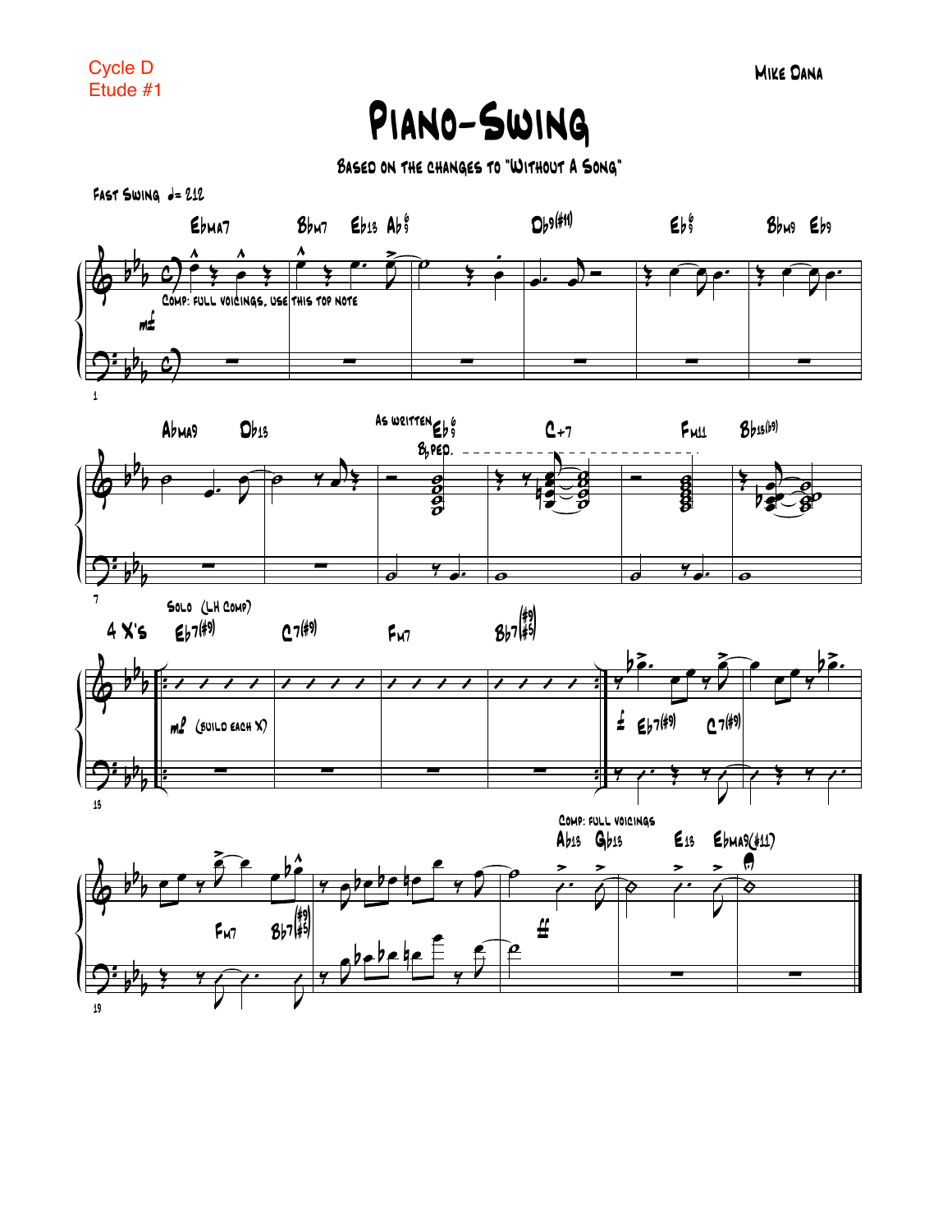Cycle D
Etude #1

Mike Dana

# Piano-Swing

Based on the changes to "Without A Song"

Fast Swing ♩= 212

EbMA7 Bbm7 Eb13 Ab6/9 Db9(#11) Eb6/9 Bbm9 Eb9

Comp: full voicings, use this top note

mf

AbMA9 Db13 As written Eb6/9 C+7 Fm11 Bb13(b9)

Bb ped.

Solo (LH comp)

4 X's Eb7(#9) C7(#9) Fm7 Bb7(#9/#5)

mp (build each X)

f Eb7(#9) C7(#9)

Fm7 Bb7(#9/#5)

Comp: full voicings

Ab13 Gb13 E13 EbMA9(#11)

ff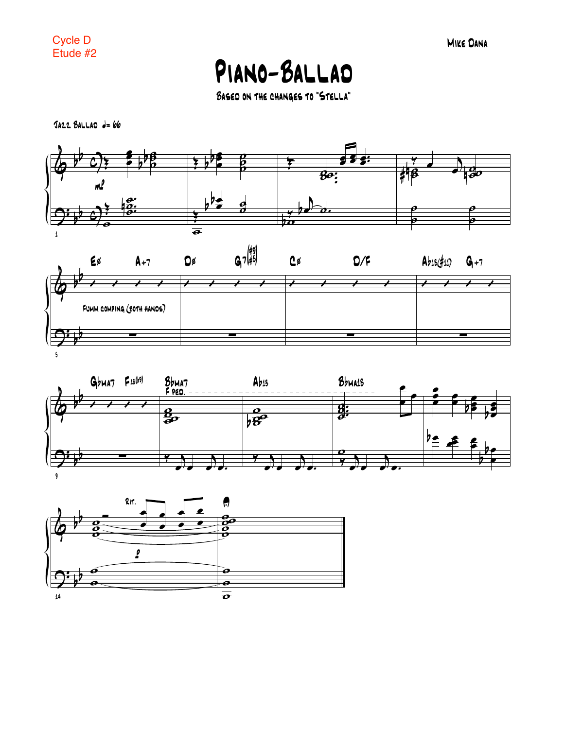Cycle D
Etude #2

# Piano-Ballad

### Based on the changes to "Stella"

Mike Dana

Jazz Ballad ♩= 66

Eø A+7 Dø G7(#9/#5) Cø D/F Ab13(#11) G+7

Fumm comping (both hands)

GbMA7 F13(b9) BbMA7 Ab13 BbMA13

F ped.

Rit.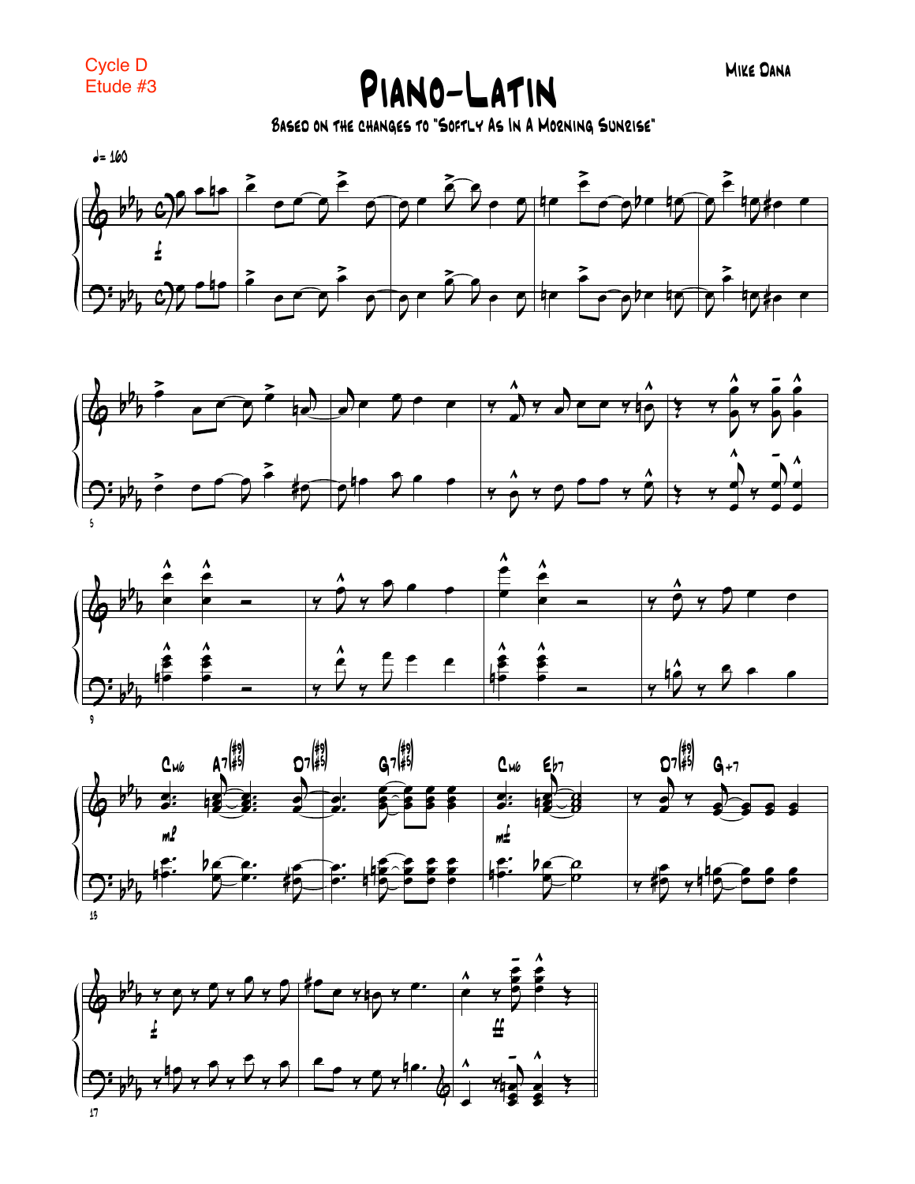Cycle D
Etude #3

# Piano-Latin

Mike Dana

Based on the changes to "Softly As In A Morning Sunrise"